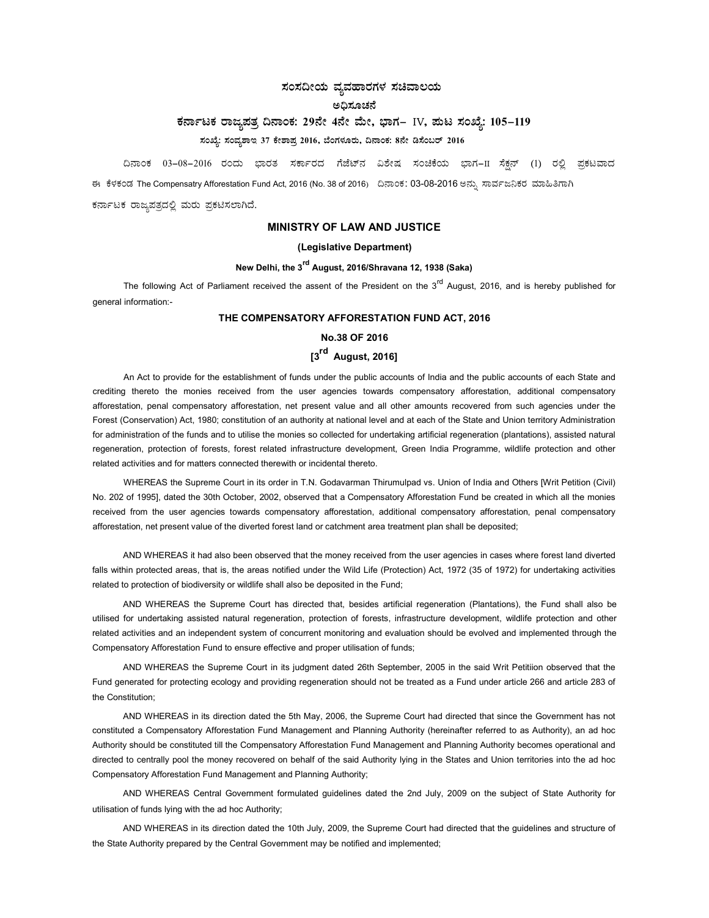# ಸಂಸದೀಯ ವ್ಯವಹಾರಗಳ ಸಚಿವಾಲಯ

## ಅಧಿಸೂಚನೆ

## ಕರ್ನಾಟಕ ರಾಜ್ಯಪತ್ರ ದಿನಾಂಕ: 29ನೇ 4ನೇ ಮೇ, ಭಾಗ– IV, ಪುಟ ಸಂಖ್ಯೆ: 105–119

**ಸಂಖ್ಯೆ: ಸಂವ್ಯಶಾಇ 37 ಕೇಶಾಪ್ರ 2016, ಬೆಂಗಳೂರು, ದಿನಾಂಕ: 8ನೇ ಡಿಸೆಂಬರ್ 2016**

ದಿನಾಂಕ 03–08–2016 ರಂದು ಭಾರತ ಸರ್ಕಾರದ ಗೆಜೆಟ್‌ನ ವಿಶೇಷ ಸಂಚಿಕೆಯ ಭಾಗ–II ಸೆಕ್ಷನ್ (1) ರಲ್ಲಿ ಪ್ರಕಟವಾದ ಈ ಕೆಳಕಂಡ The Compensatry Afforestation Fund Act, 2016 (No. 38 of 2016) ದಿನಾಂಕ: 03-08-2016 ಅನ್ನು ಸಾರ್ವಜನಿಕರ ಮಾಹಿತಿಗಾಗಿ ಕರ್ನಾಟಕ ರಾಜ್ಯಪತ್ರದಲ್ಲಿ ಮರು ಪ್ರಕಟಿಸಲಾಗಿದೆ.

## MINISTRY OF LAW AND JUSTICE

### (Legislative Department)

**New Delhi, the 3rd August, 2016/Shravana 12, 1938 (Saka)**

The following Act of Parliament received the assent of the President on the 3rd August, 2016, and is hereby published for general information:-

## THE COMPENSATORY AFFORESTATION FUND ACT, 2016

### No.38 OF 2016

### [3rd August, 2016]

An Act to provide for the establishment of funds under the public accounts of India and the public accounts of each State and crediting thereto the monies received from the user agencies towards compensatory afforestation, additional compensatory afforestation, penal compensatory afforestation, net present value and all other amounts recovered from such agencies under the Forest (Conservation) Act, 1980; constitution of an authority at national level and at each of the State and Union territory Administration for administration of the funds and to utilise the monies so collected for undertaking artificial regeneration (plantations), assisted natural regeneration, protection of forests, forest related infrastructure development, Green India Programme, wildlife protection and other related activities and for matters connected therewith or incidental thereto.

WHEREAS the Supreme Court in its order in T.N. Godavarman Thirumulpad vs. Union of India and Others [Writ Petition (Civil) No. 202 of 1995], dated the 30th October, 2002, observed that a Compensatory Afforestation Fund be created in which all the monies received from the user agencies towards compensatory afforestation, additional compensatory afforestation, penal compensatory afforestation, net present value of the diverted forest land or catchment area treatment plan shall be deposited;

AND WHEREAS it had also been observed that the money received from the user agencies in cases where forest land diverted falls within protected areas, that is, the areas notified under the Wild Life (Protection) Act, 1972 (35 of 1972) for undertaking activities related to protection of biodiversity or wildlife shall also be deposited in the Fund;

AND WHEREAS the Supreme Court has directed that, besides artificial regeneration (Plantations), the Fund shall also be utilised for undertaking assisted natural regeneration, protection of forests, infrastructure development, wildlife protection and other related activities and an independent system of concurrent monitoring and evaluation should be evolved and implemented through the Compensatory Afforestation Fund to ensure effective and proper utilisation of funds;

AND WHEREAS the Supreme Court in its judgment dated 26th September, 2005 in the said Writ Petitiion observed that the Fund generated for protecting ecology and providing regeneration should not be treated as a Fund under article 266 and article 283 of the Constitution;

AND WHEREAS in its direction dated the 5th May, 2006, the Supreme Court had directed that since the Government has not constituted a Compensatory Afforestation Fund Management and Planning Authority (hereinafter referred to as Authority), an ad hoc Authority should be constituted till the Compensatory Afforestation Fund Management and Planning Authority becomes operational and directed to centrally pool the money recovered on behalf of the said Authority lying in the States and Union territories into the ad hoc Compensatory Afforestation Fund Management and Planning Authority;

AND WHEREAS Central Government formulated guidelines dated the 2nd July, 2009 on the subject of State Authority for utilisation of funds lying with the ad hoc Authority;

AND WHEREAS in its direction dated the 10th July, 2009, the Supreme Court had directed that the guidelines and structure of the State Authority prepared by the Central Government may be notified and implemented;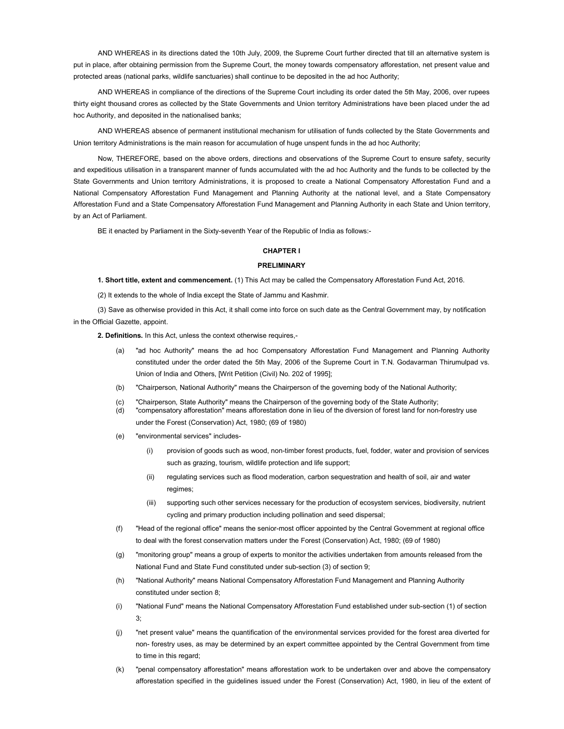AND WHEREAS in its directions dated the 10th July, 2009, the Supreme Court further directed that till an alternative system is put in place, after obtaining permission from the Supreme Court, the money towards compensatory afforestation, net present value and protected areas (national parks, wildlife sanctuaries) shall continue to be deposited in the ad hoc Authority;

AND WHEREAS in compliance of the directions of the Supreme Court including its order dated the 5th May, 2006, over rupees thirty eight thousand crores as collected by the State Governments and Union territory Administrations have been placed under the ad hoc Authority, and deposited in the nationalised banks;

AND WHEREAS absence of permanent institutional mechanism for utilisation of funds collected by the State Governments and Union territory Administrations is the main reason for accumulation of huge unspent funds in the ad hoc Authority;

Now, THEREFORE, based on the above orders, directions and observations of the Supreme Court to ensure safety, security and expeditious utilisation in a transparent manner of funds accumulated with the ad hoc Authority and the funds to be collected by the State Governments and Union territory Administrations, it is proposed to create a National Compensatory Afforestation Fund and a National Compensatory Afforestation Fund Management and Planning Authority at the national level, and a State Compensatory Afforestation Fund and a State Compensatory Afforestation Fund Management and Planning Authority in each State and Union territory, by an Act of Parliament.

BE it enacted by Parliament in the Sixty-seventh Year of the Republic of India as follows:-

## CHAPTER I

## PRELIMINARY

**1. Short title, extent and commencement.** (1) This Act may be called the Compensatory Afforestation Fund Act, 2016.

(2) It extends to the whole of India except the State of Jammu and Kashmir.

(3) Save as otherwise provided in this Act, it shall come into force on such date as the Central Government may, by notification in the Official Gazette, appoint.

**2. Definitions.** In this Act, unless the context otherwise requires,-

(a) "ad hoc Authority" means the ad hoc Compensatory Afforestation Fund Management and Planning Authority constituted under the order dated the 5th May, 2006 of the Supreme Court in T.N. Godavarman Thirumulpad vs. Union of India and Others, [Writ Petition (Civil) No. 202 of 1995];

(b) "Chairperson, National Authority" means the Chairperson of the governing body of the National Authority;

(c) "Chairperson, State Authority" means the Chairperson of the governing body of the State Authority;

(d) "compensatory afforestation" means afforestation done in lieu of the diversion of forest land for non-forestry use under the Forest (Conservation) Act, 1980; (69 of 1980)

(e) "environmental services" includes-

(i) provision of goods such as wood, non-timber forest products, fuel, fodder, water and provision of services such as grazing, tourism, wildlife protection and life support;

(ii) regulating services such as flood moderation, carbon sequestration and health of soil, air and water regimes;

(iii) supporting such other services necessary for the production of ecosystem services, biodiversity, nutrient cycling and primary production including pollination and seed dispersal;

(f) "Head of the regional office" means the senior-most officer appointed by the Central Government at regional office to deal with the forest conservation matters under the Forest (Conservation) Act, 1980; (69 of 1980)

(g) "monitoring group" means a group of experts to monitor the activities undertaken from amounts released from the National Fund and State Fund constituted under sub-section (3) of section 9;

(h) "National Authority" means National Compensatory Afforestation Fund Management and Planning Authority constituted under section 8;

(i) "National Fund" means the National Compensatory Afforestation Fund established under sub-section (1) of section 3;

(j) "net present value" means the quantification of the environmental services provided for the forest area diverted for non- forestry uses, as may be determined by an expert committee appointed by the Central Government from time to time in this regard;

(k) "penal compensatory afforestation" means afforestation work to be undertaken over and above the compensatory afforestation specified in the guidelines issued under the Forest (Conservation) Act, 1980, in lieu of the extent of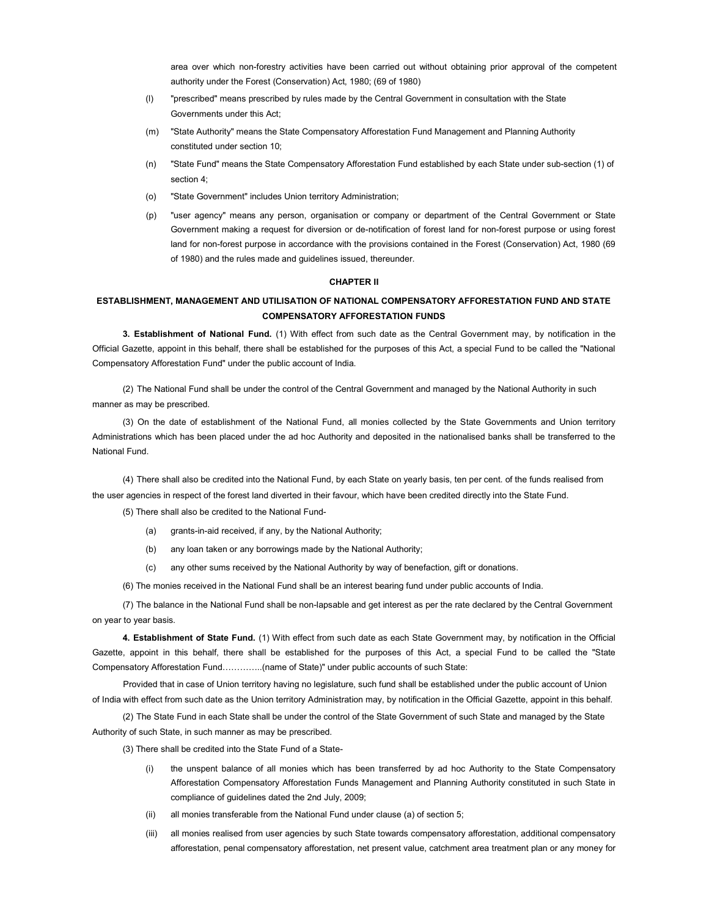area over which non-forestry activities have been carried out without obtaining prior approval of the competent authority under the Forest (Conservation) Act, 1980; (69 of 1980)

(l) "prescribed" means prescribed by rules made by the Central Government in consultation with the State Governments under this Act;

(m) "State Authority" means the State Compensatory Afforestation Fund Management and Planning Authority constituted under section 10;

(n) "State Fund" means the State Compensatory Afforestation Fund established by each State under sub-section (1) of section 4;

(o) "State Government" includes Union territory Administration;

(p) "user agency" means any person, organisation or company or department of the Central Government or State Government making a request for diversion or de-notification of forest land for non-forest purpose or using forest land for non-forest purpose in accordance with the provisions contained in the Forest (Conservation) Act, 1980 (69 of 1980) and the rules made and guidelines issued, thereunder.

## CHAPTER II

## ESTABLISHMENT, MANAGEMENT AND UTILISATION OF NATIONAL COMPENSATORY AFFORESTATION FUND AND STATE COMPENSATORY AFFORESTATION FUNDS

**3. Establishment of National Fund.** (1) With effect from such date as the Central Government may, by notification in the Official Gazette, appoint in this behalf, there shall be established for the purposes of this Act, a special Fund to be called the "National Compensatory Afforestation Fund" under the public account of India.

(2) The National Fund shall be under the control of the Central Government and managed by the National Authority in such manner as may be prescribed.

(3) On the date of establishment of the National Fund, all monies collected by the State Governments and Union territory Administrations which has been placed under the ad hoc Authority and deposited in the nationalised banks shall be transferred to the National Fund.

(4) There shall also be credited into the National Fund, by each State on yearly basis, ten per cent. of the funds realised from the user agencies in respect of the forest land diverted in their favour, which have been credited directly into the State Fund.

(5) There shall also be credited to the National Fund-

(a) grants-in-aid received, if any, by the National Authority;

(b) any loan taken or any borrowings made by the National Authority;

(c) any other sums received by the National Authority by way of benefaction, gift or donations.

(6) The monies received in the National Fund shall be an interest bearing fund under public accounts of India.

(7) The balance in the National Fund shall be non-lapsable and get interest as per the rate declared by the Central Government on year to year basis.

**4. Establishment of State Fund.** (1) With effect from such date as each State Government may, by notification in the Official Gazette, appoint in this behalf, there shall be established for the purposes of this Act, a special Fund to be called the "State Compensatory Afforestation Fund…………..(name of State)" under public accounts of such State:

Provided that in case of Union territory having no legislature, such fund shall be established under the public account of Union of India with effect from such date as the Union territory Administration may, by notification in the Official Gazette, appoint in this behalf.

(2) The State Fund in each State shall be under the control of the State Government of such State and managed by the State Authority of such State, in such manner as may be prescribed.

(3) There shall be credited into the State Fund of a State-

(i) the unspent balance of all monies which has been transferred by ad hoc Authority to the State Compensatory Afforestation Compensatory Afforestation Funds Management and Planning Authority constituted in such State in compliance of guidelines dated the 2nd July, 2009;

(ii) all monies transferable from the National Fund under clause (a) of section 5;

(iii) all monies realised from user agencies by such State towards compensatory afforestation, additional compensatory afforestation, penal compensatory afforestation, net present value, catchment area treatment plan or any money for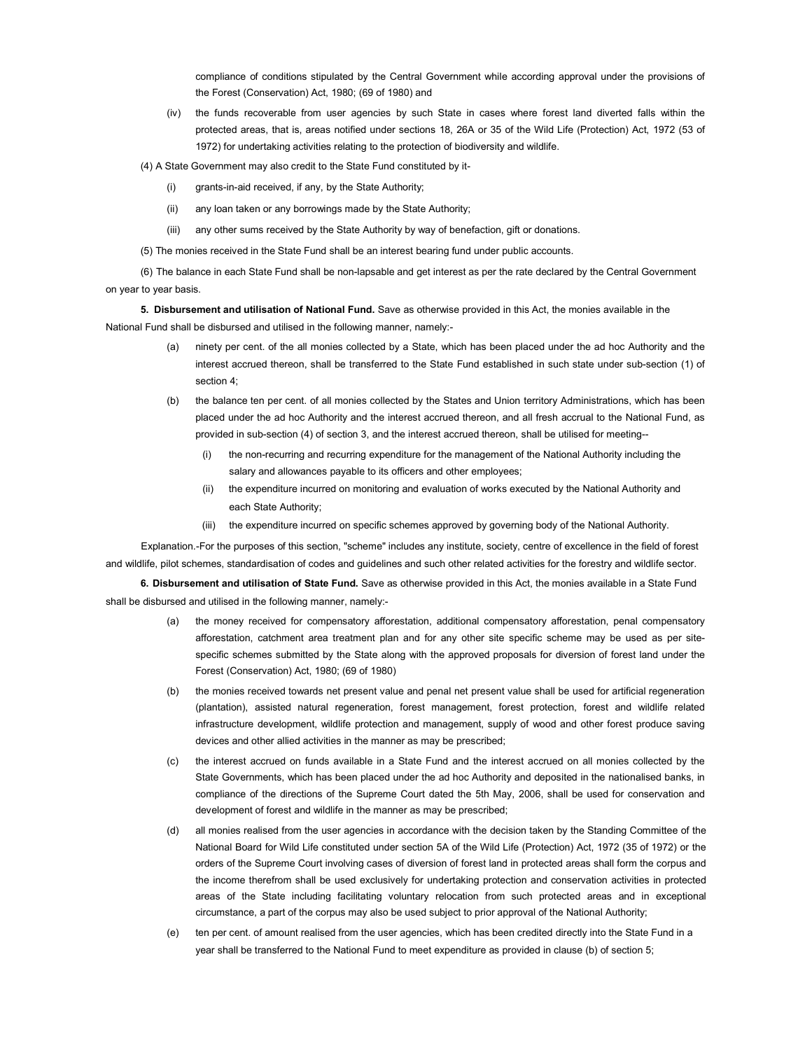compliance of conditions stipulated by the Central Government while according approval under the provisions of the Forest (Conservation) Act, 1980; (69 of 1980) and

(iv) the funds recoverable from user agencies by such State in cases where forest land diverted falls within the protected areas, that is, areas notified under sections 18, 26A or 35 of the Wild Life (Protection) Act, 1972 (53 of 1972) for undertaking activities relating to the protection of biodiversity and wildlife.

(4) A State Government may also credit to the State Fund constituted by it-

(i) grants-in-aid received, if any, by the State Authority;

(ii) any loan taken or any borrowings made by the State Authority;

(iii) any other sums received by the State Authority by way of benefaction, gift or donations.

(5) The monies received in the State Fund shall be an interest bearing fund under public accounts.

(6) The balance in each State Fund shall be non-lapsable and get interest as per the rate declared by the Central Government on year to year basis.

**5. Disbursement and utilisation of National Fund.** Save as otherwise provided in this Act, the monies available in the National Fund shall be disbursed and utilised in the following manner, namely:-

(a) ninety per cent. of the all monies collected by a State, which has been placed under the ad hoc Authority and the interest accrued thereon, shall be transferred to the State Fund established in such state under sub-section (1) of section 4;

(b) the balance ten per cent. of all monies collected by the States and Union territory Administrations, which has been placed under the ad hoc Authority and the interest accrued thereon, and all fresh accrual to the National Fund, as provided in sub-section (4) of section 3, and the interest accrued thereon, shall be utilised for meeting--

(i) the non-recurring and recurring expenditure for the management of the National Authority including the salary and allowances payable to its officers and other employees;

(ii) the expenditure incurred on monitoring and evaluation of works executed by the National Authority and each State Authority;

(iii) the expenditure incurred on specific schemes approved by governing body of the National Authority.

Explanation.-For the purposes of this section, "scheme" includes any institute, society, centre of excellence in the field of forest and wildlife, pilot schemes, standardisation of codes and guidelines and such other related activities for the forestry and wildlife sector.

**6. Disbursement and utilisation of State Fund.** Save as otherwise provided in this Act, the monies available in a State Fund shall be disbursed and utilised in the following manner, namely:-

(a) the money received for compensatory afforestation, additional compensatory afforestation, penal compensatory afforestation, catchment area treatment plan and for any other site specific scheme may be used as per site-specific schemes submitted by the State along with the approved proposals for diversion of forest land under the Forest (Conservation) Act, 1980; (69 of 1980)

(b) the monies received towards net present value and penal net present value shall be used for artificial regeneration (plantation), assisted natural regeneration, forest management, forest protection, forest and wildlife related infrastructure development, wildlife protection and management, supply of wood and other forest produce saving devices and other allied activities in the manner as may be prescribed;

(c) the interest accrued on funds available in a State Fund and the interest accrued on all monies collected by the State Governments, which has been placed under the ad hoc Authority and deposited in the nationalised banks, in compliance of the directions of the Supreme Court dated the 5th May, 2006, shall be used for conservation and development of forest and wildlife in the manner as may be prescribed;

(d) all monies realised from the user agencies in accordance with the decision taken by the Standing Committee of the National Board for Wild Life constituted under section 5A of the Wild Life (Protection) Act, 1972 (35 of 1972) or the orders of the Supreme Court involving cases of diversion of forest land in protected areas shall form the corpus and the income therefrom shall be used exclusively for undertaking protection and conservation activities in protected areas of the State including facilitating voluntary relocation from such protected areas and in exceptional circumstance, a part of the corpus may also be used subject to prior approval of the National Authority;

(e) ten per cent. of amount realised from the user agencies, which has been credited directly into the State Fund in a year shall be transferred to the National Fund to meet expenditure as provided in clause (b) of section 5;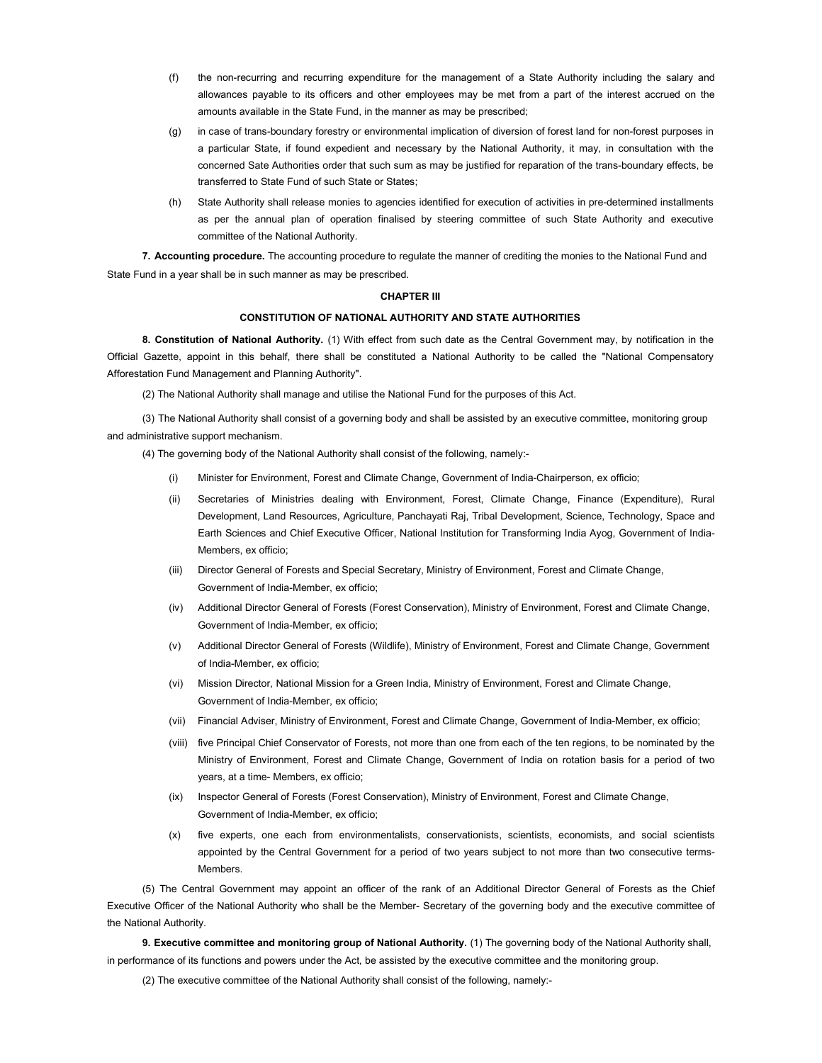(f) the non-recurring and recurring expenditure for the management of a State Authority including the salary and allowances payable to its officers and other employees may be met from a part of the interest accrued on the amounts available in the State Fund, in the manner as may be prescribed;

(g) in case of trans-boundary forestry or environmental implication of diversion of forest land for non-forest purposes in a particular State, if found expedient and necessary by the National Authority, it may, in consultation with the concerned Sate Authorities order that such sum as may be justified for reparation of the trans-boundary effects, be transferred to State Fund of such State or States;

(h) State Authority shall release monies to agencies identified for execution of activities in pre-determined installments as per the annual plan of operation finalised by steering committee of such State Authority and executive committee of the National Authority.

**7. Accounting procedure.** The accounting procedure to regulate the manner of crediting the monies to the National Fund and State Fund in a year shall be in such manner as may be prescribed.

## CHAPTER III

## CONSTITUTION OF NATIONAL AUTHORITY AND STATE AUTHORITIES

**8. Constitution of National Authority.** (1) With effect from such date as the Central Government may, by notification in the Official Gazette, appoint in this behalf, there shall be constituted a National Authority to be called the "National Compensatory Afforestation Fund Management and Planning Authority".

(2) The National Authority shall manage and utilise the National Fund for the purposes of this Act.

(3) The National Authority shall consist of a governing body and shall be assisted by an executive committee, monitoring group and administrative support mechanism.

(4) The governing body of the National Authority shall consist of the following, namely:-

(i) Minister for Environment, Forest and Climate Change, Government of India-Chairperson, ex officio;

(ii) Secretaries of Ministries dealing with Environment, Forest, Climate Change, Finance (Expenditure), Rural Development, Land Resources, Agriculture, Panchayati Raj, Tribal Development, Science, Technology, Space and Earth Sciences and Chief Executive Officer, National Institution for Transforming India Ayog, Government of India-Members, ex officio;

(iii) Director General of Forests and Special Secretary, Ministry of Environment, Forest and Climate Change, Government of India-Member, ex officio;

(iv) Additional Director General of Forests (Forest Conservation), Ministry of Environment, Forest and Climate Change, Government of India-Member, ex officio;

(v) Additional Director General of Forests (Wildlife), Ministry of Environment, Forest and Climate Change, Government of India-Member, ex officio;

(vi) Mission Director, National Mission for a Green India, Ministry of Environment, Forest and Climate Change, Government of India-Member, ex officio;

(vii) Financial Adviser, Ministry of Environment, Forest and Climate Change, Government of India-Member, ex officio;

(viii) five Principal Chief Conservator of Forests, not more than one from each of the ten regions, to be nominated by the Ministry of Environment, Forest and Climate Change, Government of India on rotation basis for a period of two years, at a time- Members, ex officio;

(ix) Inspector General of Forests (Forest Conservation), Ministry of Environment, Forest and Climate Change, Government of India-Member, ex officio;

(x) five experts, one each from environmentalists, conservationists, scientists, economists, and social scientists appointed by the Central Government for a period of two years subject to not more than two consecutive terms-Members.

(5) The Central Government may appoint an officer of the rank of an Additional Director General of Forests as the Chief Executive Officer of the National Authority who shall be the Member- Secretary of the governing body and the executive committee of the National Authority.

**9. Executive committee and monitoring group of National Authority.** (1) The governing body of the National Authority shall, in performance of its functions and powers under the Act, be assisted by the executive committee and the monitoring group.

(2) The executive committee of the National Authority shall consist of the following, namely:-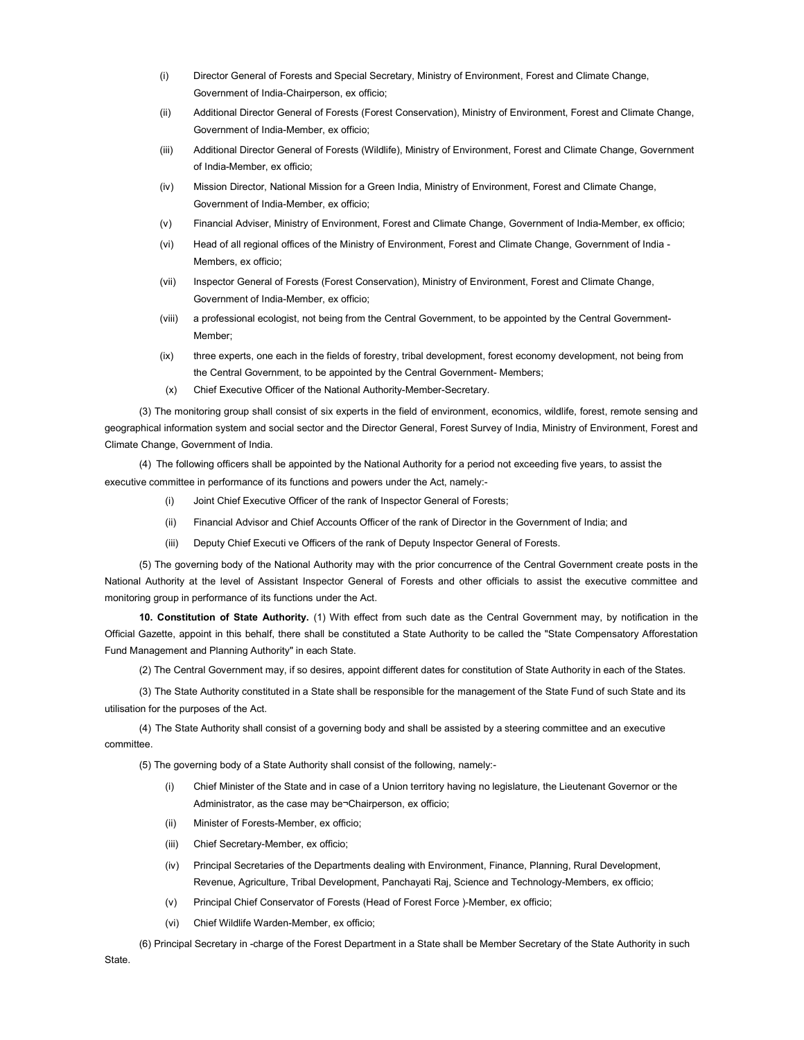(i) Director General of Forests and Special Secretary, Ministry of Environment, Forest and Climate Change, Government of India-Chairperson, ex officio;

(ii) Additional Director General of Forests (Forest Conservation), Ministry of Environment, Forest and Climate Change, Government of India-Member, ex officio;

(iii) Additional Director General of Forests (Wildlife), Ministry of Environment, Forest and Climate Change, Government of India-Member, ex officio;

(iv) Mission Director, National Mission for a Green India, Ministry of Environment, Forest and Climate Change, Government of India-Member, ex officio;

(v) Financial Adviser, Ministry of Environment, Forest and Climate Change, Government of India-Member, ex officio;

(vi) Head of all regional offices of the Ministry of Environment, Forest and Climate Change, Government of India - Members, ex officio;

(vii) Inspector General of Forests (Forest Conservation), Ministry of Environment, Forest and Climate Change, Government of India-Member, ex officio;

(viii) a professional ecologist, not being from the Central Government, to be appointed by the Central Government-Member;

(ix) three experts, one each in the fields of forestry, tribal development, forest economy development, not being from the Central Government, to be appointed by the Central Government- Members;

(x) Chief Executive Officer of the National Authority-Member-Secretary.

(3) The monitoring group shall consist of six experts in the field of environment, economics, wildlife, forest, remote sensing and geographical information system and social sector and the Director General, Forest Survey of India, Ministry of Environment, Forest and Climate Change, Government of India.

(4) The following officers shall be appointed by the National Authority for a period not exceeding five years, to assist the executive committee in performance of its functions and powers under the Act, namely:-

(i) Joint Chief Executive Officer of the rank of Inspector General of Forests;

(ii) Financial Advisor and Chief Accounts Officer of the rank of Director in the Government of India; and

(iii) Deputy Chief Executi ve Officers of the rank of Deputy Inspector General of Forests.

(5) The governing body of the National Authority may with the prior concurrence of the Central Government create posts in the National Authority at the level of Assistant Inspector General of Forests and other officials to assist the executive committee and monitoring group in performance of its functions under the Act.

**10. Constitution of State Authority.** (1) With effect from such date as the Central Government may, by notification in the Official Gazette, appoint in this behalf, there shall be constituted a State Authority to be called the "State Compensatory Afforestation Fund Management and Planning Authority" in each State.

(2) The Central Government may, if so desires, appoint different dates for constitution of State Authority in each of the States.

(3) The State Authority constituted in a State shall be responsible for the management of the State Fund of such State and its utilisation for the purposes of the Act.

(4) The State Authority shall consist of a governing body and shall be assisted by a steering committee and an executive committee.

(5) The governing body of a State Authority shall consist of the following, namely:-

(i) Chief Minister of the State and in case of a Union territory having no legislature, the Lieutenant Governor or the Administrator, as the case may be¬Chairperson, ex officio;

(ii) Minister of Forests-Member, ex officio;

(iii) Chief Secretary-Member, ex officio;

(iv) Principal Secretaries of the Departments dealing with Environment, Finance, Planning, Rural Development, Revenue, Agriculture, Tribal Development, Panchayati Raj, Science and Technology-Members, ex officio;

(v) Principal Chief Conservator of Forests (Head of Forest Force )-Member, ex officio;

(vi) Chief Wildlife Warden-Member, ex officio;

(6) Principal Secretary in -charge of the Forest Department in a State shall be Member Secretary of the State Authority in such State.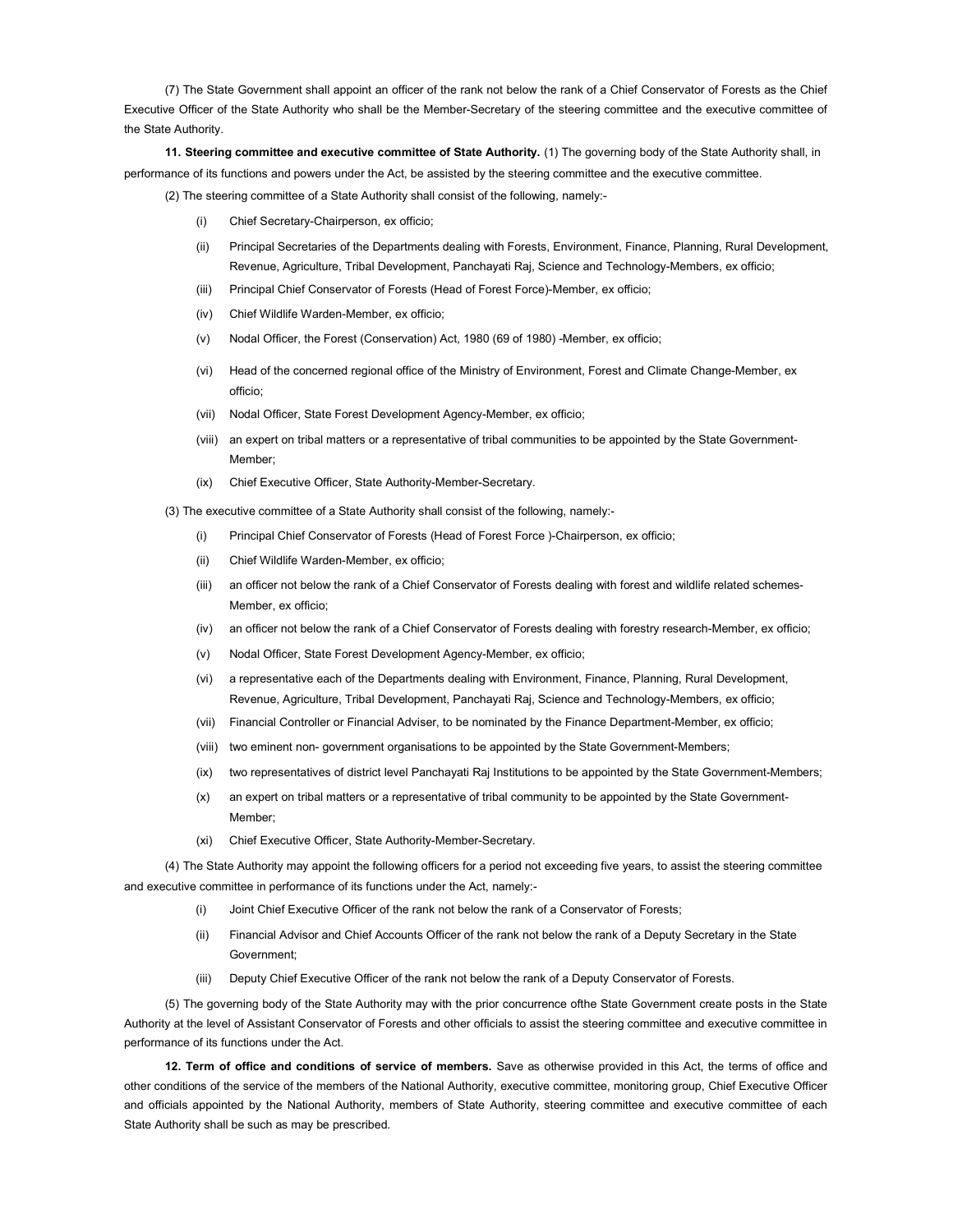(7) The State Government shall appoint an officer of the rank not below the rank of a Chief Conservator of Forests as the Chief Executive Officer of the State Authority who shall be the Member-Secretary of the steering committee and the executive committee of the State Authority.

**11. Steering committee and executive committee of State Authority.** (1) The governing body of the State Authority shall, in performance of its functions and powers under the Act, be assisted by the steering committee and the executive committee.

(2) The steering committee of a State Authority shall consist of the following, namely:-

- (i) Chief Secretary-Chairperson, ex officio;
- (ii) Principal Secretaries of the Departments dealing with Forests, Environment, Finance, Planning, Rural Development, Revenue, Agriculture, Tribal Development, Panchayati Raj, Science and Technology-Members, ex officio;
- (iii) Principal Chief Conservator of Forests (Head of Forest Force)-Member, ex officio;
- (iv) Chief Wildlife Warden-Member, ex officio;
- (v) Nodal Officer, the Forest (Conservation) Act, 1980 (69 of 1980) -Member, ex officio;
- (vi) Head of the concerned regional office of the Ministry of Environment, Forest and Climate Change-Member, ex officio;
- (vii) Nodal Officer, State Forest Development Agency-Member, ex officio;
- (viii) an expert on tribal matters or a representative of tribal communities to be appointed by the State Government-Member;
- (ix) Chief Executive Officer, State Authority-Member-Secretary.

(3) The executive committee of a State Authority shall consist of the following, namely:-

- (i) Principal Chief Conservator of Forests (Head of Forest Force )-Chairperson, ex officio;
- (ii) Chief Wildlife Warden-Member, ex officio;
- (iii) an officer not below the rank of a Chief Conservator of Forests dealing with forest and wildlife related schemes-Member, ex officio;
- (iv) an officer not below the rank of a Chief Conservator of Forests dealing with forestry research-Member, ex officio;
- (v) Nodal Officer, State Forest Development Agency-Member, ex officio;
- (vi) a representative each of the Departments dealing with Environment, Finance, Planning, Rural Development, Revenue, Agriculture, Tribal Development, Panchayati Raj, Science and Technology-Members, ex officio;
- (vii) Financial Controller or Financial Adviser, to be nominated by the Finance Department-Member, ex officio;
- (viii) two eminent non- government organisations to be appointed by the State Government-Members;
- (ix) two representatives of district level Panchayati Raj Institutions to be appointed by the State Government-Members;
- (x) an expert on tribal matters or a representative of tribal community to be appointed by the State Government-Member;
- (xi) Chief Executive Officer, State Authority-Member-Secretary.

(4) The State Authority may appoint the following officers for a period not exceeding five years, to assist the steering committee and executive committee in performance of its functions under the Act, namely:-

- (i) Joint Chief Executive Officer of the rank not below the rank of a Conservator of Forests;
- (ii) Financial Advisor and Chief Accounts Officer of the rank not below the rank of a Deputy Secretary in the State Government;
- (iii) Deputy Chief Executive Officer of the rank not below the rank of a Deputy Conservator of Forests.

(5) The governing body of the State Authority may with the prior concurrence ofthe State Government create posts in the State Authority at the level of Assistant Conservator of Forests and other officials to assist the steering committee and executive committee in performance of its functions under the Act.

**12. Term of office and conditions of service of members.** Save as otherwise provided in this Act, the terms of office and other conditions of the service of the members of the National Authority, executive committee, monitoring group, Chief Executive Officer and officials appointed by the National Authority, members of State Authority, steering committee and executive committee of each State Authority shall be such as may be prescribed.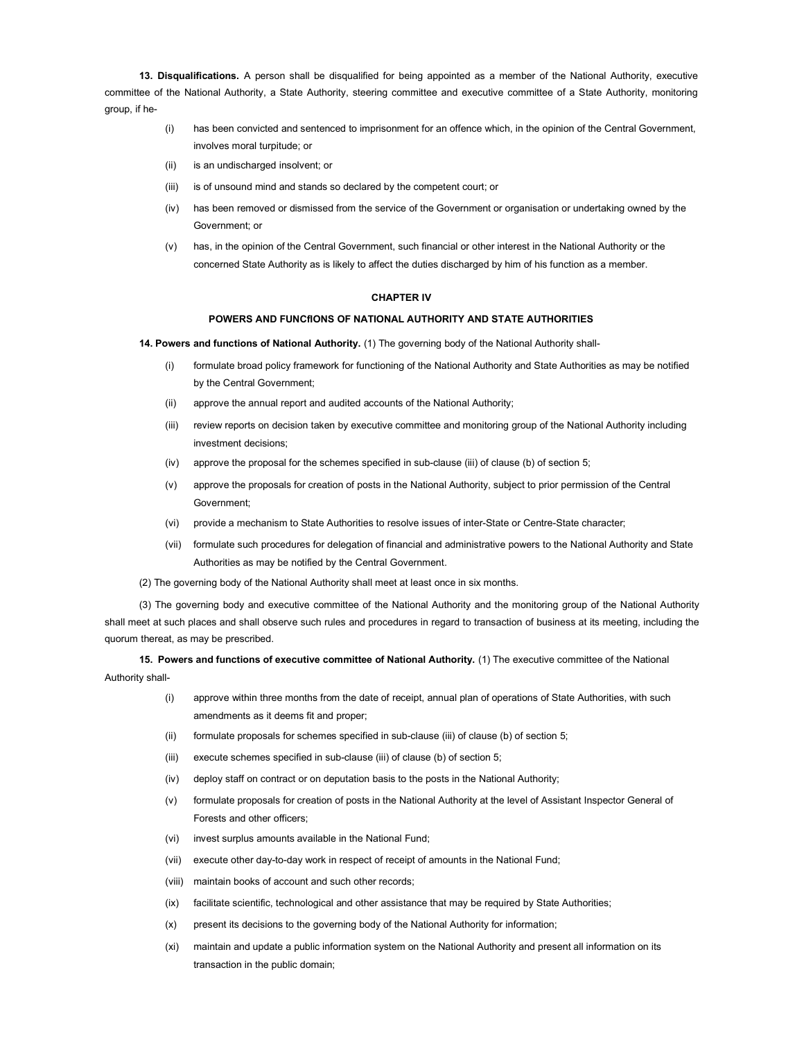**13. Disqualifications.** A person shall be disqualified for being appointed as a member of the National Authority, executive committee of the National Authority, a State Authority, steering committee and executive committee of a State Authority, monitoring group, if he-

(i) has been convicted and sentenced to imprisonment for an offence which, in the opinion of the Central Government, involves moral turpitude; or

(ii) is an undischarged insolvent; or

(iii) is of unsound mind and stands so declared by the competent court; or

(iv) has been removed or dismissed from the service of the Government or organisation or undertaking owned by the Government; or

(v) has, in the opinion of the Central Government, such financial or other interest in the National Authority or the concerned State Authority as is likely to affect the duties discharged by him of his function as a member.

## CHAPTER IV

## POWERS AND FUNCflONS OF NATIONAL AUTHORITY AND STATE AUTHORITIES

**14. Powers and functions of National Authority.** (1) The governing body of the National Authority shall-

(i) formulate broad policy framework for functioning of the National Authority and State Authorities as may be notified by the Central Government;

(ii) approve the annual report and audited accounts of the National Authority;

(iii) review reports on decision taken by executive committee and monitoring group of the National Authority including investment decisions;

(iv) approve the proposal for the schemes specified in sub-clause (iii) of clause (b) of section 5;

(v) approve the proposals for creation of posts in the National Authority, subject to prior permission of the Central Government;

(vi) provide a mechanism to State Authorities to resolve issues of inter-State or Centre-State character;

(vii) formulate such procedures for delegation of financial and administrative powers to the National Authority and State Authorities as may be notified by the Central Government.

(2) The governing body of the National Authority shall meet at least once in six months.

(3) The governing body and executive committee of the National Authority and the monitoring group of the National Authority shall meet at such places and shall observe such rules and procedures in regard to transaction of business at its meeting, including the quorum thereat, as may be prescribed.

**15. Powers and functions of executive committee of National Authority.** (1) The executive committee of the National Authority shall-

(i) approve within three months from the date of receipt, annual plan of operations of State Authorities, with such amendments as it deems fit and proper;

(ii) formulate proposals for schemes specified in sub-clause (iii) of clause (b) of section 5;

(iii) execute schemes specified in sub-clause (iii) of clause (b) of section 5;

(iv) deploy staff on contract or on deputation basis to the posts in the National Authority;

(v) formulate proposals for creation of posts in the National Authority at the level of Assistant Inspector General of Forests and other officers;

(vi) invest surplus amounts available in the National Fund;

(vii) execute other day-to-day work in respect of receipt of amounts in the National Fund;

(viii) maintain books of account and such other records;

(ix) facilitate scientific, technological and other assistance that may be required by State Authorities;

(x) present its decisions to the governing body of the National Authority for information;

(xi) maintain and update a public information system on the National Authority and present all information on its transaction in the public domain;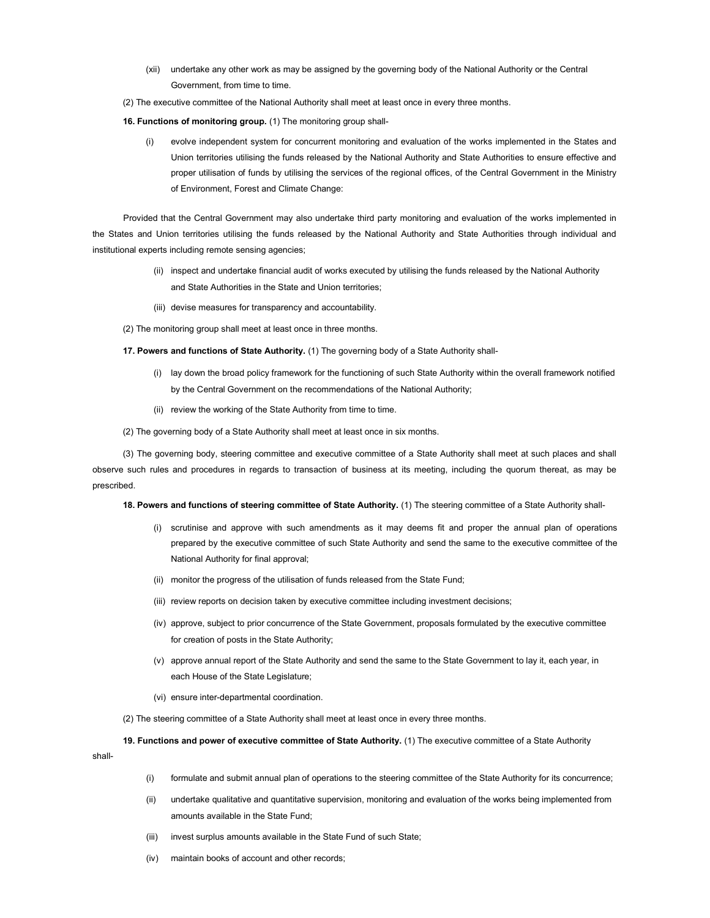(xii) undertake any other work as may be assigned by the governing body of the National Authority or the Central Government, from time to time.

(2) The executive committee of the National Authority shall meet at least once in every three months.

**16. Functions of monitoring group.** (1) The monitoring group shall-

(i) evolve independent system for concurrent monitoring and evaluation of the works implemented in the States and Union territories utilising the funds released by the National Authority and State Authorities to ensure effective and proper utilisation of funds by utilising the services of the regional offices, of the Central Government in the Ministry of Environment, Forest and Climate Change:

Provided that the Central Government may also undertake third party monitoring and evaluation of the works implemented in the States and Union territories utilising the funds released by the National Authority and State Authorities through individual and institutional experts including remote sensing agencies;

(ii) inspect and undertake financial audit of works executed by utilising the funds released by the National Authority and State Authorities in the State and Union territories;

(iii) devise measures for transparency and accountability.

(2) The monitoring group shall meet at least once in three months.

**17. Powers and functions of State Authority.** (1) The governing body of a State Authority shall-

(i) lay down the broad policy framework for the functioning of such State Authority within the overall framework notified by the Central Government on the recommendations of the National Authority;

(ii) review the working of the State Authority from time to time.

(2) The governing body of a State Authority shall meet at least once in six months.

(3) The governing body, steering committee and executive committee of a State Authority shall meet at such places and shall observe such rules and procedures in regards to transaction of business at its meeting, including the quorum thereat, as may be prescribed.

**18. Powers and functions of steering committee of State Authority.** (1) The steering committee of a State Authority shall-

(i) scrutinise and approve with such amendments as it may deems fit and proper the annual plan of operations prepared by the executive committee of such State Authority and send the same to the executive committee of the National Authority for final approval;

(ii) monitor the progress of the utilisation of funds released from the State Fund;

(iii) review reports on decision taken by executive committee including investment decisions;

(iv) approve, subject to prior concurrence of the State Government, proposals formulated by the executive committee for creation of posts in the State Authority;

(v) approve annual report of the State Authority and send the same to the State Government to lay it, each year, in each House of the State Legislature;

(vi) ensure inter-departmental coordination.

(2) The steering committee of a State Authority shall meet at least once in every three months.

**19. Functions and power of executive committee of State Authority.** (1) The executive committee of a State Authority shall-

(i) formulate and submit annual plan of operations to the steering committee of the State Authority for its concurrence;

(ii) undertake qualitative and quantitative supervision, monitoring and evaluation of the works being implemented from amounts available in the State Fund;

(iii) invest surplus amounts available in the State Fund of such State;

(iv) maintain books of account and other records;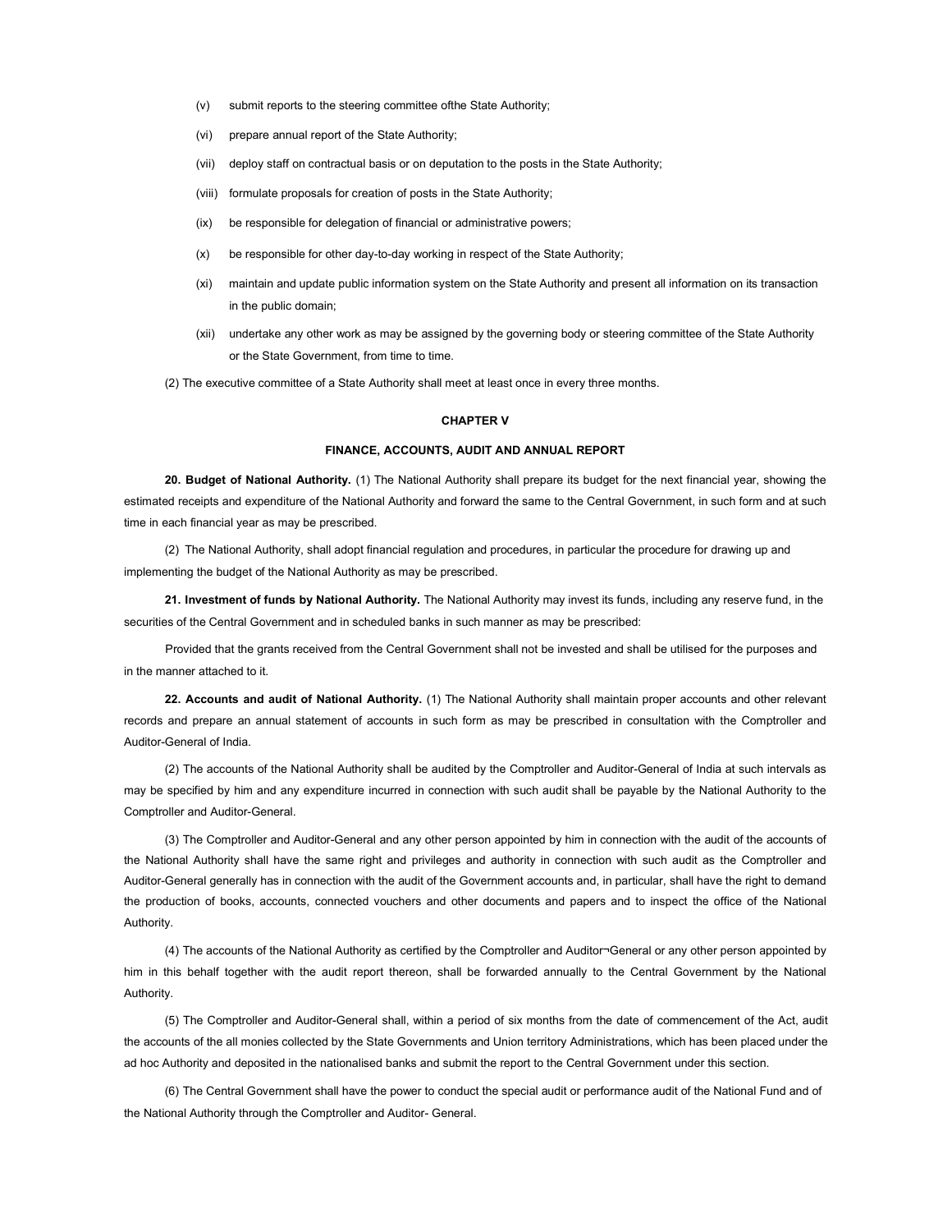(v) submit reports to the steering committee ofthe State Authority;

(vi) prepare annual report of the State Authority;

(vii) deploy staff on contractual basis or on deputation to the posts in the State Authority;

(viii) formulate proposals for creation of posts in the State Authority;

(ix) be responsible for delegation of financial or administrative powers;

(x) be responsible for other day-to-day working in respect of the State Authority;

(xi) maintain and update public information system on the State Authority and present all information on its transaction in the public domain;

(xii) undertake any other work as may be assigned by the governing body or steering committee of the State Authority or the State Government, from time to time.

(2) The executive committee of a State Authority shall meet at least once in every three months.

## CHAPTER V

## FINANCE, ACCOUNTS, AUDIT AND ANNUAL REPORT

**20. Budget of National Authority.** (1) The National Authority shall prepare its budget for the next financial year, showing the estimated receipts and expenditure of the National Authority and forward the same to the Central Government, in such form and at such time in each financial year as may be prescribed.

(2) The National Authority, shall adopt financial regulation and procedures, in particular the procedure for drawing up and implementing the budget of the National Authority as may be prescribed.

**21. Investment of funds by National Authority.** The National Authority may invest its funds, including any reserve fund, in the securities of the Central Government and in scheduled banks in such manner as may be prescribed:

Provided that the grants received from the Central Government shall not be invested and shall be utilised for the purposes and in the manner attached to it.

**22. Accounts and audit of National Authority.** (1) The National Authority shall maintain proper accounts and other relevant records and prepare an annual statement of accounts in such form as may be prescribed in consultation with the Comptroller and Auditor-General of India.

(2) The accounts of the National Authority shall be audited by the Comptroller and Auditor-General of India at such intervals as may be specified by him and any expenditure incurred in connection with such audit shall be payable by the National Authority to the Comptroller and Auditor-General.

(3) The Comptroller and Auditor-General and any other person appointed by him in connection with the audit of the accounts of the National Authority shall have the same right and privileges and authority in connection with such audit as the Comptroller and Auditor-General generally has in connection with the audit of the Government accounts and, in particular, shall have the right to demand the production of books, accounts, connected vouchers and other documents and papers and to inspect the office of the National Authority.

(4) The accounts of the National Authority as certified by the Comptroller and Auditor¬General or any other person appointed by him in this behalf together with the audit report thereon, shall be forwarded annually to the Central Government by the National Authority.

(5) The Comptroller and Auditor-General shall, within a period of six months from the date of commencement of the Act, audit the accounts of the all monies collected by the State Governments and Union territory Administrations, which has been placed under the ad hoc Authority and deposited in the nationalised banks and submit the report to the Central Government under this section.

(6) The Central Government shall have the power to conduct the special audit or performance audit of the National Fund and of the National Authority through the Comptroller and Auditor- General.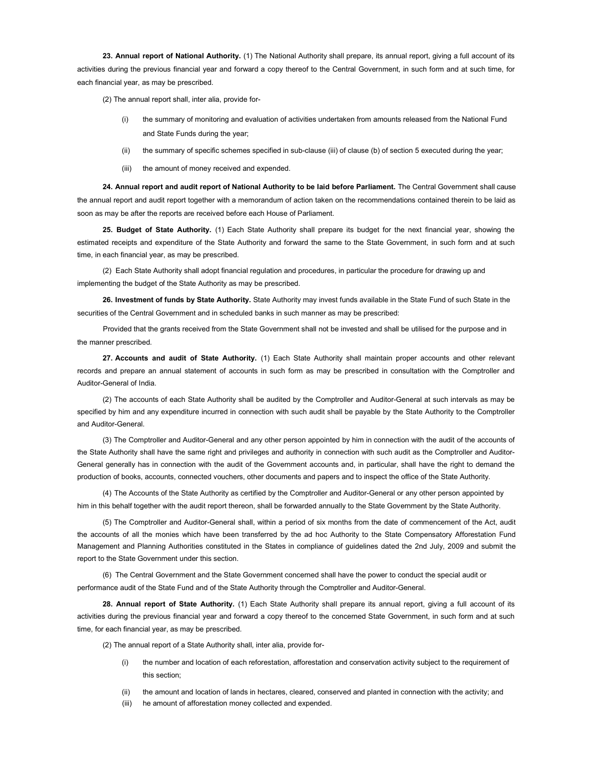**23. Annual report of National Authority.** (1) The National Authority shall prepare, its annual report, giving a full account of its activities during the previous financial year and forward a copy thereof to the Central Government, in such form and at such time, for each financial year, as may be prescribed.

(2) The annual report shall, inter alia, provide for-

(i) the summary of monitoring and evaluation of activities undertaken from amounts released from the National Fund and State Funds during the year;

(ii) the summary of specific schemes specified in sub-clause (iii) of clause (b) of section 5 executed during the year;

(iii) the amount of money received and expended.

**24. Annual report and audit report of National Authority to be laid before Parliament.** The Central Government shall cause the annual report and audit report together with a memorandum of action taken on the recommendations contained therein to be laid as soon as may be after the reports are received before each House of Parliament.

**25. Budget of State Authority.** (1) Each State Authority shall prepare its budget for the next financial year, showing the estimated receipts and expenditure of the State Authority and forward the same to the State Government, in such form and at such time, in each financial year, as may be prescribed.

(2) Each State Authority shall adopt financial regulation and procedures, in particular the procedure for drawing up and implementing the budget of the State Authority as may be prescribed.

**26. Investment of funds by State Authority.** State Authority may invest funds available in the State Fund of such State in the securities of the Central Government and in scheduled banks in such manner as may be prescribed:

Provided that the grants received from the State Government shall not be invested and shall be utilised for the purpose and in the manner prescribed.

**27. Accounts and audit of State Authority.** (1) Each State Authority shall maintain proper accounts and other relevant records and prepare an annual statement of accounts in such form as may be prescribed in consultation with the Comptroller and Auditor-General of India.

(2) The accounts of each State Authority shall be audited by the Comptroller and Auditor-General at such intervals as may be specified by him and any expenditure incurred in connection with such audit shall be payable by the State Authority to the Comptroller and Auditor-General.

(3) The Comptroller and Auditor-General and any other person appointed by him in connection with the audit of the accounts of the State Authority shall have the same right and privileges and authority in connection with such audit as the Comptroller and Auditor-General generally has in connection with the audit of the Government accounts and, in particular, shall have the right to demand the production of books, accounts, connected vouchers, other documents and papers and to inspect the office of the State Authority.

(4) The Accounts of the State Authority as certified by the Comptroller and Auditor-General or any other person appointed by him in this behalf together with the audit report thereon, shall be forwarded annually to the State Government by the State Authority.

(5) The Comptroller and Auditor-General shall, within a period of six months from the date of commencement of the Act, audit the accounts of all the monies which have been transferred by the ad hoc Authority to the State Compensatory Afforestation Fund Management and Planning Authorities constituted in the States in compliance of guidelines dated the 2nd July, 2009 and submit the report to the State Government under this section.

(6) The Central Government and the State Government concerned shall have the power to conduct the special audit or performance audit of the State Fund and of the State Authority through the Comptroller and Auditor-General.

**28. Annual report of State Authority.** (1) Each State Authority shall prepare its annual report, giving a full account of its activities during the previous financial year and forward a copy thereof to the concerned State Government, in such form and at such time, for each financial year, as may be prescribed.

(2) The annual report of a State Authority shall, inter alia, provide for-

(i) the number and location of each reforestation, afforestation and conservation activity subject to the requirement of this section;

(ii) the amount and location of lands in hectares, cleared, conserved and planted in connection with the activity; and

(iii) he amount of afforestation money collected and expended.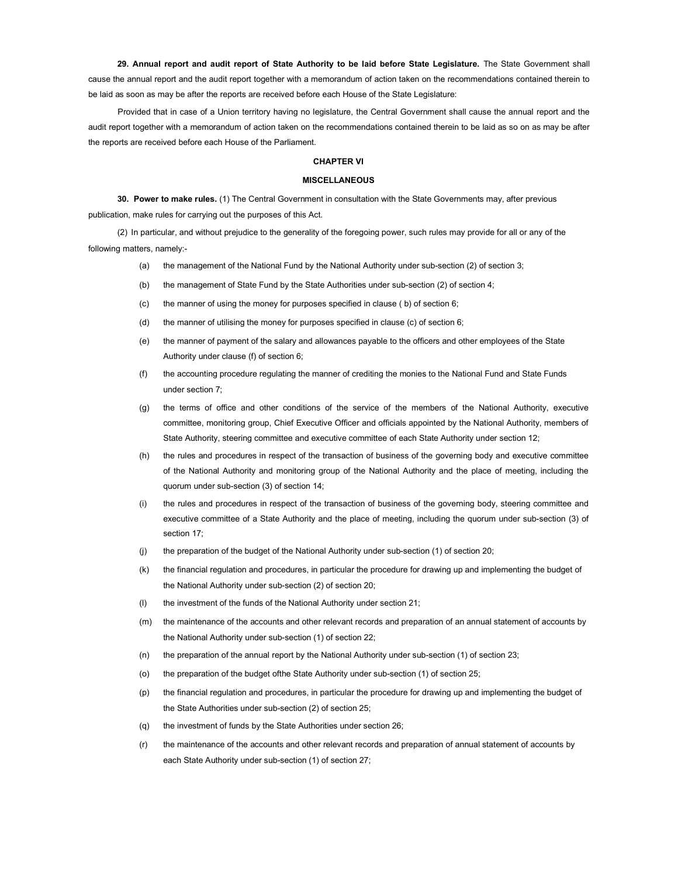**29. Annual report and audit report of State Authority to be laid before State Legislature.** The State Government shall cause the annual report and the audit report together with a memorandum of action taken on the recommendations contained therein to be laid as soon as may be after the reports are received before each House of the State Legislature:

Provided that in case of a Union territory having no legislature, the Central Government shall cause the annual report and the audit report together with a memorandum of action taken on the recommendations contained therein to be laid as so on as may be after the reports are received before each House of the Parliament.

## CHAPTER VI

## MISCELLANEOUS

**30. Power to make rules.** (1) The Central Government in consultation with the State Governments may, after previous publication, make rules for carrying out the purposes of this Act.

(2) In particular, and without prejudice to the generality of the foregoing power, such rules may provide for all or any of the following matters, namely:-

(a) the management of the National Fund by the National Authority under sub-section (2) of section 3;

(b) the management of State Fund by the State Authorities under sub-section (2) of section 4;

(c) the manner of using the money for purposes specified in clause ( b) of section 6;

(d) the manner of utilising the money for purposes specified in clause (c) of section 6;

(e) the manner of payment of the salary and allowances payable to the officers and other employees of the State Authority under clause (f) of section 6;

(f) the accounting procedure regulating the manner of crediting the monies to the National Fund and State Funds under section 7;

(g) the terms of office and other conditions of the service of the members of the National Authority, executive committee, monitoring group, Chief Executive Officer and officials appointed by the National Authority, members of State Authority, steering committee and executive committee of each State Authority under section 12;

(h) the rules and procedures in respect of the transaction of business of the governing body and executive committee of the National Authority and monitoring group of the National Authority and the place of meeting, including the quorum under sub-section (3) of section 14;

(i) the rules and procedures in respect of the transaction of business of the governing body, steering committee and executive committee of a State Authority and the place of meeting, including the quorum under sub-section (3) of section 17;

(j) the preparation of the budget of the National Authority under sub-section (1) of section 20;

(k) the financial regulation and procedures, in particular the procedure for drawing up and implementing the budget of the National Authority under sub-section (2) of section 20;

(l) the investment of the funds of the National Authority under section 21;

(m) the maintenance of the accounts and other relevant records and preparation of an annual statement of accounts by the National Authority under sub-section (1) of section 22;

(n) the preparation of the annual report by the National Authority under sub-section (1) of section 23;

(o) the preparation of the budget ofthe State Authority under sub-section (1) of section 25;

(p) the financial regulation and procedures, in particular the procedure for drawing up and implementing the budget of the State Authorities under sub-section (2) of section 25;

(q) the investment of funds by the State Authorities under section 26;

(r) the maintenance of the accounts and other relevant records and preparation of annual statement of accounts by each State Authority under sub-section (1) of section 27;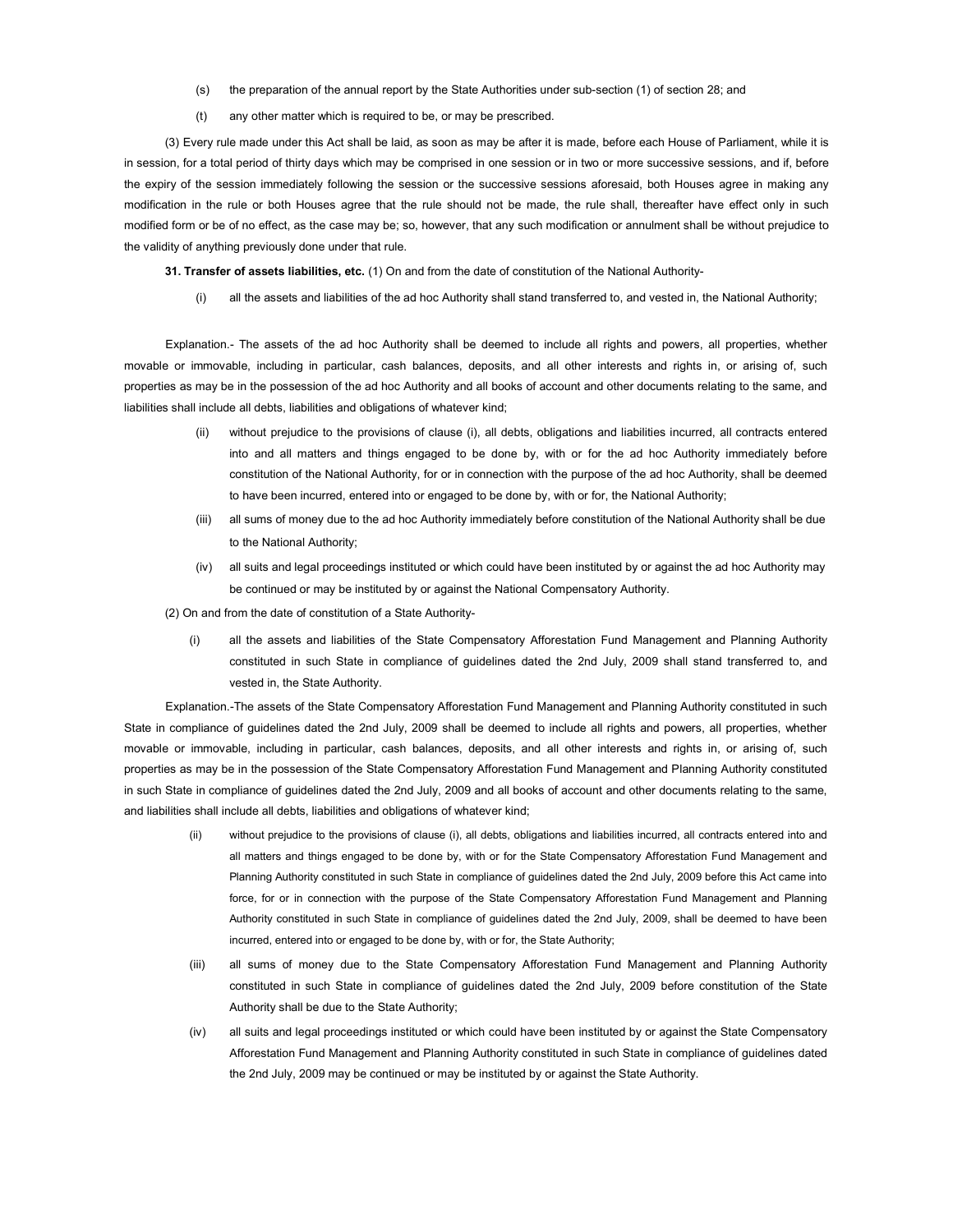(s) the preparation of the annual report by the State Authorities under sub-section (1) of section 28; and

(t) any other matter which is required to be, or may be prescribed.

(3) Every rule made under this Act shall be laid, as soon as may be after it is made, before each House of Parliament, while it is in session, for a total period of thirty days which may be comprised in one session or in two or more successive sessions, and if, before the expiry of the session immediately following the session or the successive sessions aforesaid, both Houses agree in making any modification in the rule or both Houses agree that the rule should not be made, the rule shall, thereafter have effect only in such modified form or be of no effect, as the case may be; so, however, that any such modification or annulment shall be without prejudice to the validity of anything previously done under that rule.

**31. Transfer of assets liabilities, etc.** (1) On and from the date of constitution of the National Authority-

(i) all the assets and liabilities of the ad hoc Authority shall stand transferred to, and vested in, the National Authority;

Explanation.- The assets of the ad hoc Authority shall be deemed to include all rights and powers, all properties, whether movable or immovable, including in particular, cash balances, deposits, and all other interests and rights in, or arising of, such properties as may be in the possession of the ad hoc Authority and all books of account and other documents relating to the same, and liabilities shall include all debts, liabilities and obligations of whatever kind;

(ii) without prejudice to the provisions of clause (i), all debts, obligations and liabilities incurred, all contracts entered into and all matters and things engaged to be done by, with or for the ad hoc Authority immediately before constitution of the National Authority, for or in connection with the purpose of the ad hoc Authority, shall be deemed to have been incurred, entered into or engaged to be done by, with or for, the National Authority;

(iii) all sums of money due to the ad hoc Authority immediately before constitution of the National Authority shall be due to the National Authority;

(iv) all suits and legal proceedings instituted or which could have been instituted by or against the ad hoc Authority may be continued or may be instituted by or against the National Compensatory Authority.

(2) On and from the date of constitution of a State Authority-

(i) all the assets and liabilities of the State Compensatory Afforestation Fund Management and Planning Authority constituted in such State in compliance of guidelines dated the 2nd July, 2009 shall stand transferred to, and vested in, the State Authority.

Explanation.-The assets of the State Compensatory Afforestation Fund Management and Planning Authority constituted in such State in compliance of guidelines dated the 2nd July, 2009 shall be deemed to include all rights and powers, all properties, whether movable or immovable, including in particular, cash balances, deposits, and all other interests and rights in, or arising of, such properties as may be in the possession of the State Compensatory Afforestation Fund Management and Planning Authority constituted in such State in compliance of guidelines dated the 2nd July, 2009 and all books of account and other documents relating to the same, and liabilities shall include all debts, liabilities and obligations of whatever kind;

(ii) without prejudice to the provisions of clause (i), all debts, obligations and liabilities incurred, all contracts entered into and all matters and things engaged to be done by, with or for the State Compensatory Afforestation Fund Management and Planning Authority constituted in such State in compliance of guidelines dated the 2nd July, 2009 before this Act came into force, for or in connection with the purpose of the State Compensatory Afforestation Fund Management and Planning Authority constituted in such State in compliance of guidelines dated the 2nd July, 2009, shall be deemed to have been incurred, entered into or engaged to be done by, with or for, the State Authority;

(iii) all sums of money due to the State Compensatory Afforestation Fund Management and Planning Authority constituted in such State in compliance of guidelines dated the 2nd July, 2009 before constitution of the State Authority shall be due to the State Authority;

(iv) all suits and legal proceedings instituted or which could have been instituted by or against the State Compensatory Afforestation Fund Management and Planning Authority constituted in such State in compliance of guidelines dated the 2nd July, 2009 may be continued or may be instituted by or against the State Authority.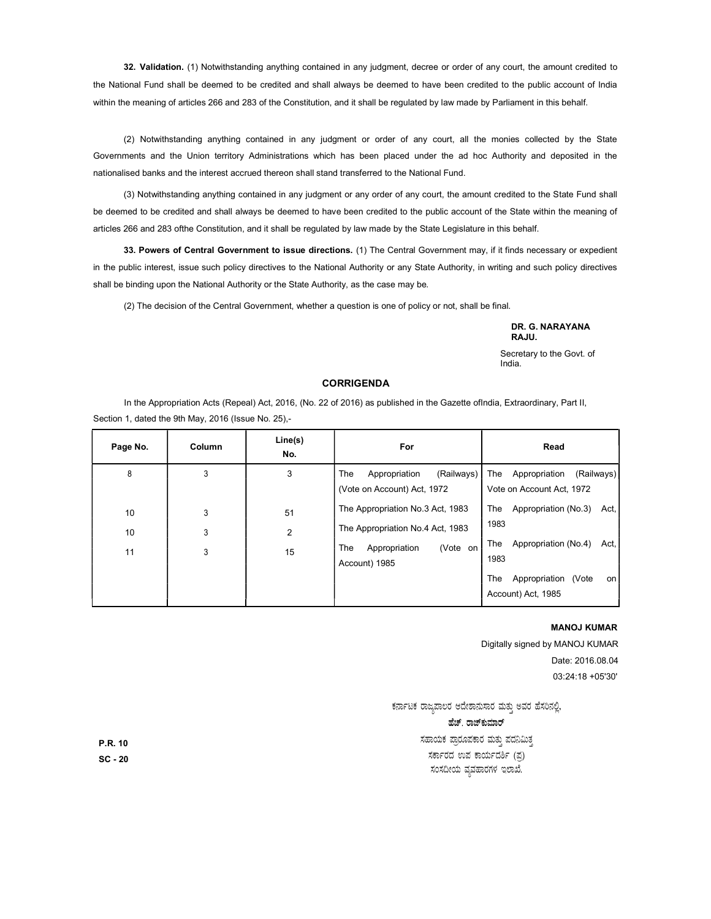**32. Validation.** (1) Notwithstanding anything contained in any judgment, decree or order of any court, the amount credited to the National Fund shall be deemed to be credited and shall always be deemed to have been credited to the public account of India within the meaning of articles 266 and 283 of the Constitution, and it shall be regulated by law made by Parliament in this behalf.

(2) Notwithstanding anything contained in any judgment or order of any court, all the monies collected by the State Governments and the Union territory Administrations which has been placed under the ad hoc Authority and deposited in the nationalised banks and the interest accrued thereon shall stand transferred to the National Fund.

(3) Notwithstanding anything contained in any judgment or any order of any court, the amount credited to the State Fund shall be deemed to be credited and shall always be deemed to have been credited to the public account of the State within the meaning of articles 266 and 283 ofthe Constitution, and it shall be regulated by law made by the State Legislature in this behalf.

**33. Powers of Central Government to issue directions.** (1) The Central Government may, if it finds necessary or expedient in the public interest, issue such policy directives to the National Authority or any State Authority, in writing and such policy directives shall be binding upon the National Authority or the State Authority, as the case may be.

(2) The decision of the Central Government, whether a question is one of policy or not, shall be final.

**DR. G. NARAYANA RAJU.**
Secretary to the Govt. of India.

## CORRIGENDA

In the Appropriation Acts (Repeal) Act, 2016, (No. 22 of 2016) as published in the Gazette ofIndia, Extraordinary, Part II, Section 1, dated the 9th May, 2016 (Issue No. 25),-

| Page No. | Column | Line(s) No. | For | Read |
|---|---|---|---|---|
| 8 | 3 | 3 | The Appropriation (Railways) (Vote on Account) Act, 1972 | The Appropriation (Railways) Vote on Account Act, 1972 |
| 10 | 3 | 51 | The Appropriation No.3 Act, 1983 | The Appropriation (No.3) Act, 1983 |
| 10 | 3 | 2 | The Appropriation No.4 Act, 1983 | The Appropriation (No.4) Act, 1983 |
| 11 | 3 | 15 | The Appropriation (Vote on Account) 1985 | The Appropriation (Vote on Account) Act, 1985 |

**MANOJ KUMAR**
Digitally signed by MANOJ KUMAR
Date: 2016.08.04
03:24:18 +05'30'

ಕರ್ನಾಟಕ ರಾಜ್ಯಪಾಲರ ಆದೇಶಾನುಸಾರ ಮತ್ತು ಅವರ ಹೆಸರಿನಲ್ಲಿ,

**ಹೆಚ್. ರಾಜ್‌ಕುಮಾರ್**

ಸಹಾಯಕ ಪ್ರಾರೂಪಕಾರ ಮತ್ತು ಪದನಿಮಿತ್ತ
ಸರ್ಕಾರದ ಉಪ ಕಾರ್ಯದರ್ಶಿ (ಪ್ರ)
ಸಂಸದೀಯ ವ್ಯವಹಾರಗಳ ಇಲಾಖೆ.

**P.R. 10**
**SC - 20**